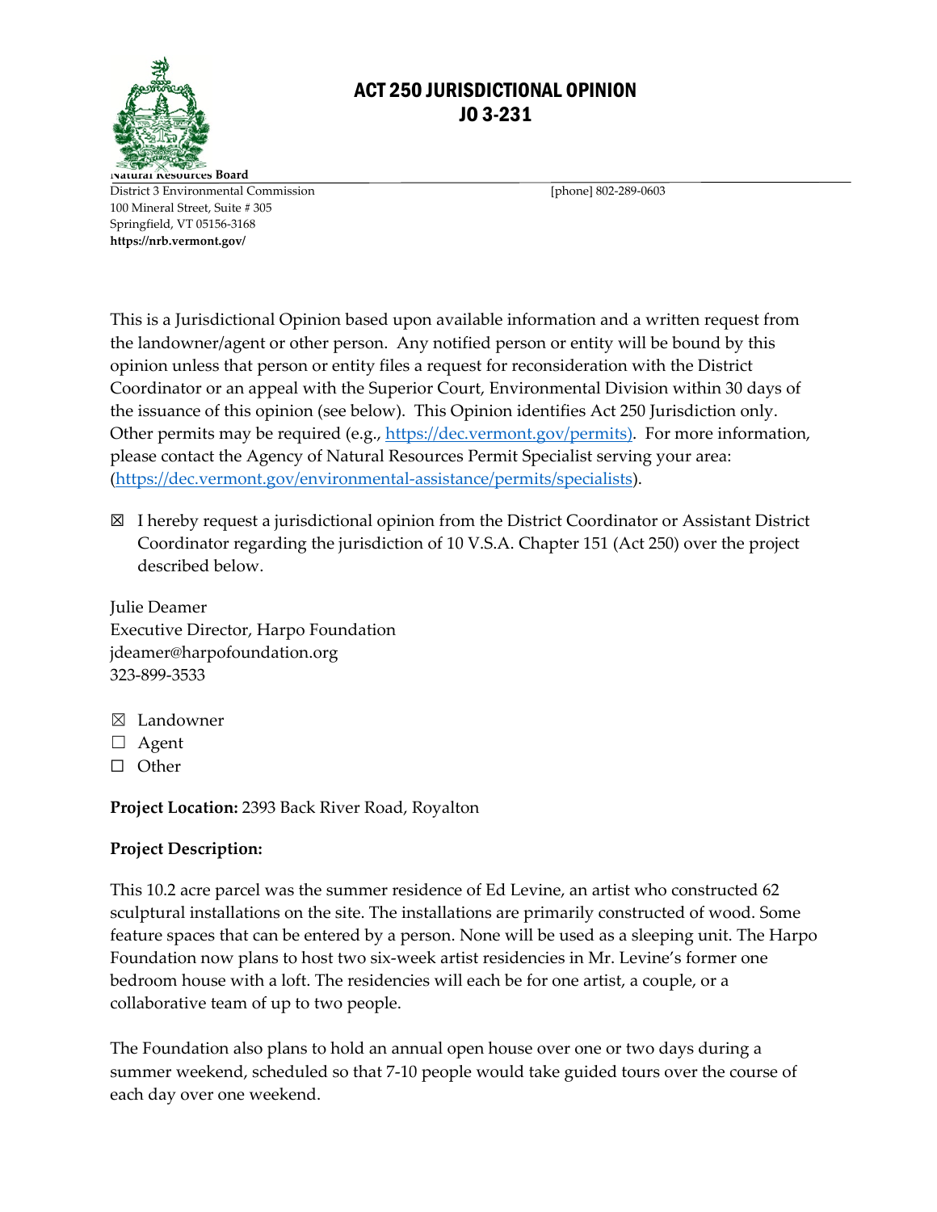# ACT 250 JURISDICTIONAL OPINION
# JO 3-231

Natural Resources Board
District 3 Environmental Commission
100 Mineral Street, Suite # 305
Springfield, VT 05156-3168
**https://nrb.vermont.gov/**

[phone] 802-289-0603

This is a Jurisdictional Opinion based upon available information and a written request from the landowner/agent or other person. Any notified person or entity will be bound by this opinion unless that person or entity files a request for reconsideration with the District Coordinator or an appeal with the Superior Court, Environmental Division within 30 days of the issuance of this opinion (see below). This Opinion identifies Act 250 Jurisdiction only. Other permits may be required (e.g., https://dec.vermont.gov/permits). For more information, please contact the Agency of Natural Resources Permit Specialist serving your area: (https://dec.vermont.gov/environmental-assistance/permits/specialists).

☒ I hereby request a jurisdictional opinion from the District Coordinator or Assistant District Coordinator regarding the jurisdiction of 10 V.S.A. Chapter 151 (Act 250) over the project described below.

Julie Deamer
Executive Director, Harpo Foundation
jdeamer@harpofoundation.org
323-899-3533

☒ Landowner
☐ Agent
☐ Other

**Project Location:** 2393 Back River Road, Royalton

**Project Description:**

This 10.2 acre parcel was the summer residence of Ed Levine, an artist who constructed 62 sculptural installations on the site. The installations are primarily constructed of wood. Some feature spaces that can be entered by a person. None will be used as a sleeping unit. The Harpo Foundation now plans to host two six-week artist residencies in Mr. Levine's former one bedroom house with a loft. The residencies will each be for one artist, a couple, or a collaborative team of up to two people.

The Foundation also plans to hold an annual open house over one or two days during a summer weekend, scheduled so that 7-10 people would take guided tours over the course of each day over one weekend.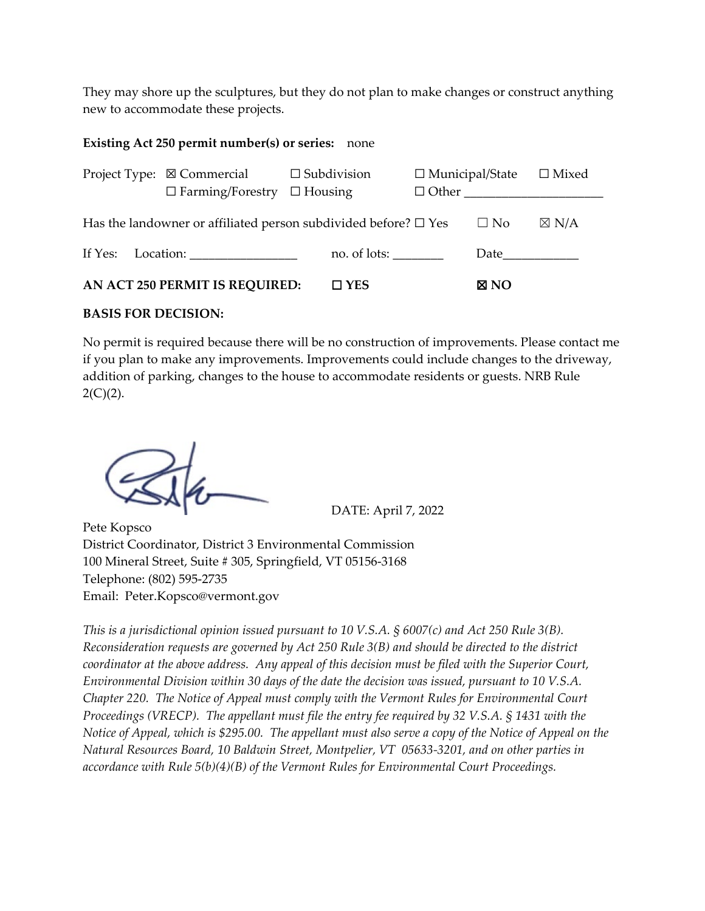They may shore up the sculptures, but they do not plan to make changes or construct anything new to accommodate these projects.

**Existing Act 250 permit number(s) or series:** none

Project Type: ☒ Commercial ☐ Subdivision ☐ Municipal/State ☐ Mixed
☐ Farming/Forestry ☐ Housing ☐ Other ____________________

Has the landowner or affiliated person subdivided before? ☐ Yes ☐ No ☒ N/A

If Yes: Location: ________________ no. of lots: ________ Date___________

**AN ACT 250 PERMIT IS REQUIRED: ☐ YES ☒ NO**

**BASIS FOR DECISION:**

No permit is required because there will be no construction of improvements. Please contact me if you plan to make any improvements. Improvements could include changes to the driveway, addition of parking, changes to the house to accommodate residents or guests. NRB Rule 2(C)(2).

DATE: April 7, 2022

Pete Kopsco
District Coordinator, District 3 Environmental Commission
100 Mineral Street, Suite # 305, Springfield, VT 05156-3168
Telephone: (802) 595-2735
Email: Peter.Kopsco@vermont.gov

*This is a jurisdictional opinion issued pursuant to 10 V.S.A. § 6007(c) and Act 250 Rule 3(B). Reconsideration requests are governed by Act 250 Rule 3(B) and should be directed to the district coordinator at the above address. Any appeal of this decision must be filed with the Superior Court, Environmental Division within 30 days of the date the decision was issued, pursuant to 10 V.S.A. Chapter 220. The Notice of Appeal must comply with the Vermont Rules for Environmental Court Proceedings (VRECP). The appellant must file the entry fee required by 32 V.S.A. § 1431 with the Notice of Appeal, which is $295.00. The appellant must also serve a copy of the Notice of Appeal on the Natural Resources Board, 10 Baldwin Street, Montpelier, VT 05633-3201, and on other parties in accordance with Rule 5(b)(4)(B) of the Vermont Rules for Environmental Court Proceedings.*